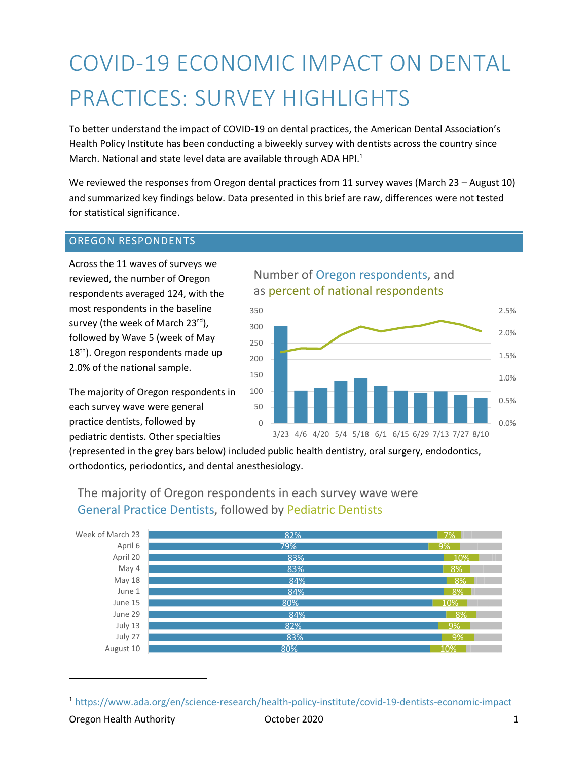# COVID-19 ECONOMIC IMPACT ON DENTAL PRACTICES: SURVEY HIGHLIGHTS

To better understand the impact of COVID-19 on dental practices, the American Dental Association's Health Policy Institute has been conducting a biweekly survey with dentists across the country since March. National and state level data are available through ADA HPI.[1]

We reviewed the responses from Oregon dental practices from 11 survey waves (March 23 – August 10) and summarized key findings below. Data presented in this brief are raw, differences were not tested for statistical significance.

## OREGON RESPONDENTS

Across the 11 waves of surveys we reviewed, the number of Oregon respondents averaged 124, with the most respondents in the baseline survey (the week of March 23rd), followed by Wave 5 (week of May 18th). Oregon respondents made up 2.0% of the national sample.

Number of Oregon respondents, and as percent of national respondents

The majority of Oregon respondents in each survey wave were general practice dentists, followed by pediatric dentists. Other specialties (represented in the grey bars below) included public health dentistry, oral surgery, endodontics, orthodontics, periodontics, and dental anesthesiology.

The majority of Oregon respondents in each survey wave were General Practice Dentists, followed by Pediatric Dentists

| Survey wave | General Practice Dentists | Pediatric Dentists |
|---|---|---|
| Week of March 23 | 82% | 7% |
| April 6 | 79% | 9% |
| April 20 | 83% | 10% |
| May 4 | 83% | 8% |
| May 18 | 84% | 8% |
| June 1 | 84% | 8% |
| June 15 | 80% | 10% |
| June 29 | 84% | 8% |
| July 13 | 82% | 9% |
| July 27 | 83% | 9% |
| August 10 | 80% | 10% |

[1] https://www.ada.org/en/science-research/health-policy-institute/covid-19-dentists-economic-impact

Oregon Health Authority October 2020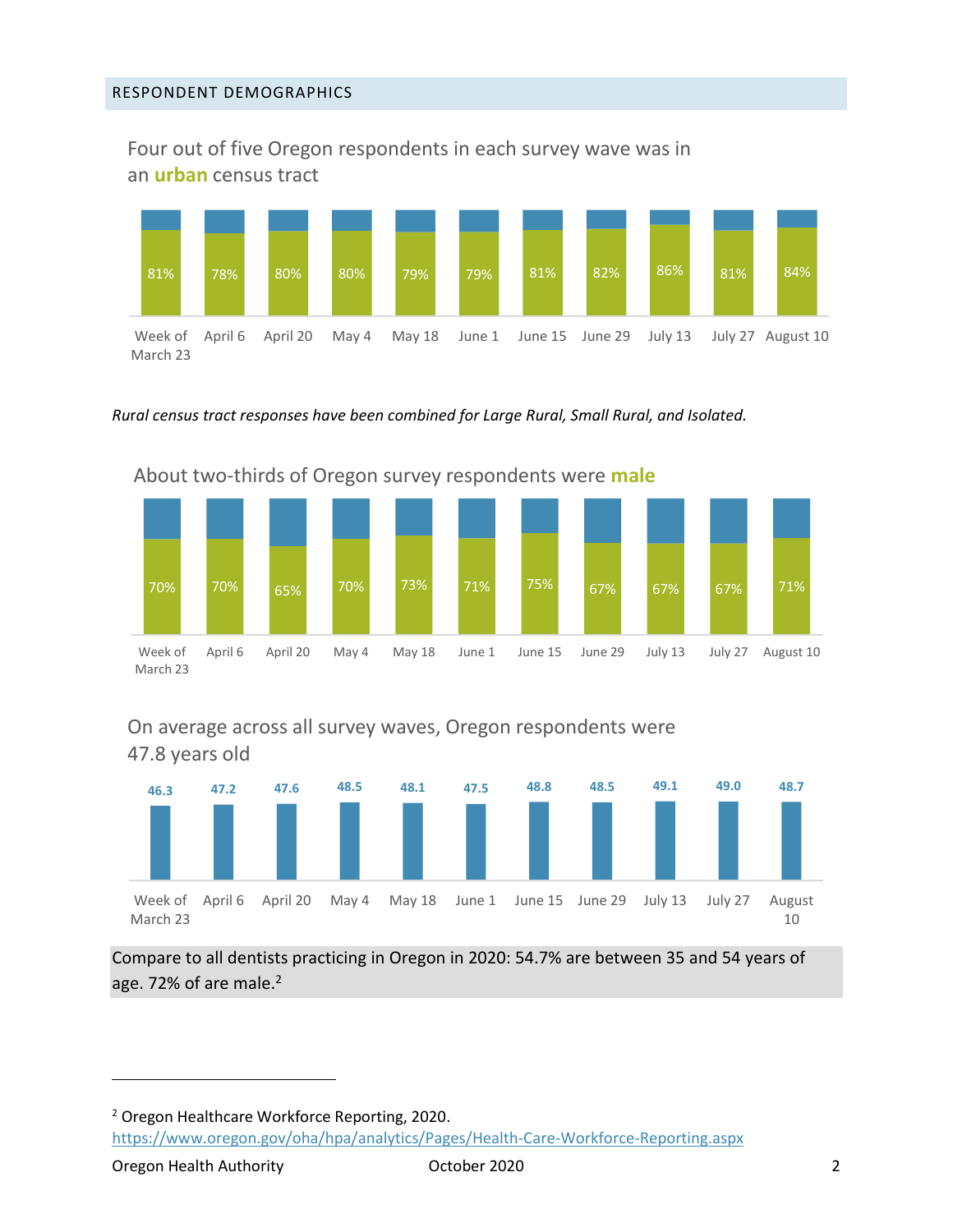## RESPONDENT DEMOGRAPHICS

Four out of five Oregon respondents in each survey wave was in an **urban** census tract

| Week of March 23 | April 6 | April 20 | May 4 | May 18 | June 1 | June 15 | June 29 | July 13 | July 27 | August 10 |
|---|---|---|---|---|---|---|---|---|---|---|
| 81% | 78% | 80% | 80% | 79% | 79% | 81% | 82% | 86% | 81% | 84% |

*Rural census tract responses have been combined for Large Rural, Small Rural, and Isolated.*

About two-thirds of Oregon survey respondents were **male**

| Week of March 23 | April 6 | April 20 | May 4 | May 18 | June 1 | June 15 | June 29 | July 13 | July 27 | August 10 |
|---|---|---|---|---|---|---|---|---|---|---|
| 70% | 70% | 65% | 70% | 73% | 71% | 75% | 67% | 67% | 67% | 71% |

On average across all survey waves, Oregon respondents were 47.8 years old

| Week of March 23 | April 6 | April 20 | May 4 | May 18 | June 1 | June 15 | June 29 | July 13 | July 27 | August 10 |
|---|---|---|---|---|---|---|---|---|---|---|
| 46.3 | 47.2 | 47.6 | 48.5 | 48.1 | 47.5 | 48.8 | 48.5 | 49.1 | 49.0 | 48.7 |

Compare to all dentists practicing in Oregon in 2020: 54.7% are between 35 and 54 years of age. 72% of are male.[2]

---

[2] Oregon Healthcare Workforce Reporting, 2020. https://www.oregon.gov/oha/hpa/analytics/Pages/Health-Care-Workforce-Reporting.aspx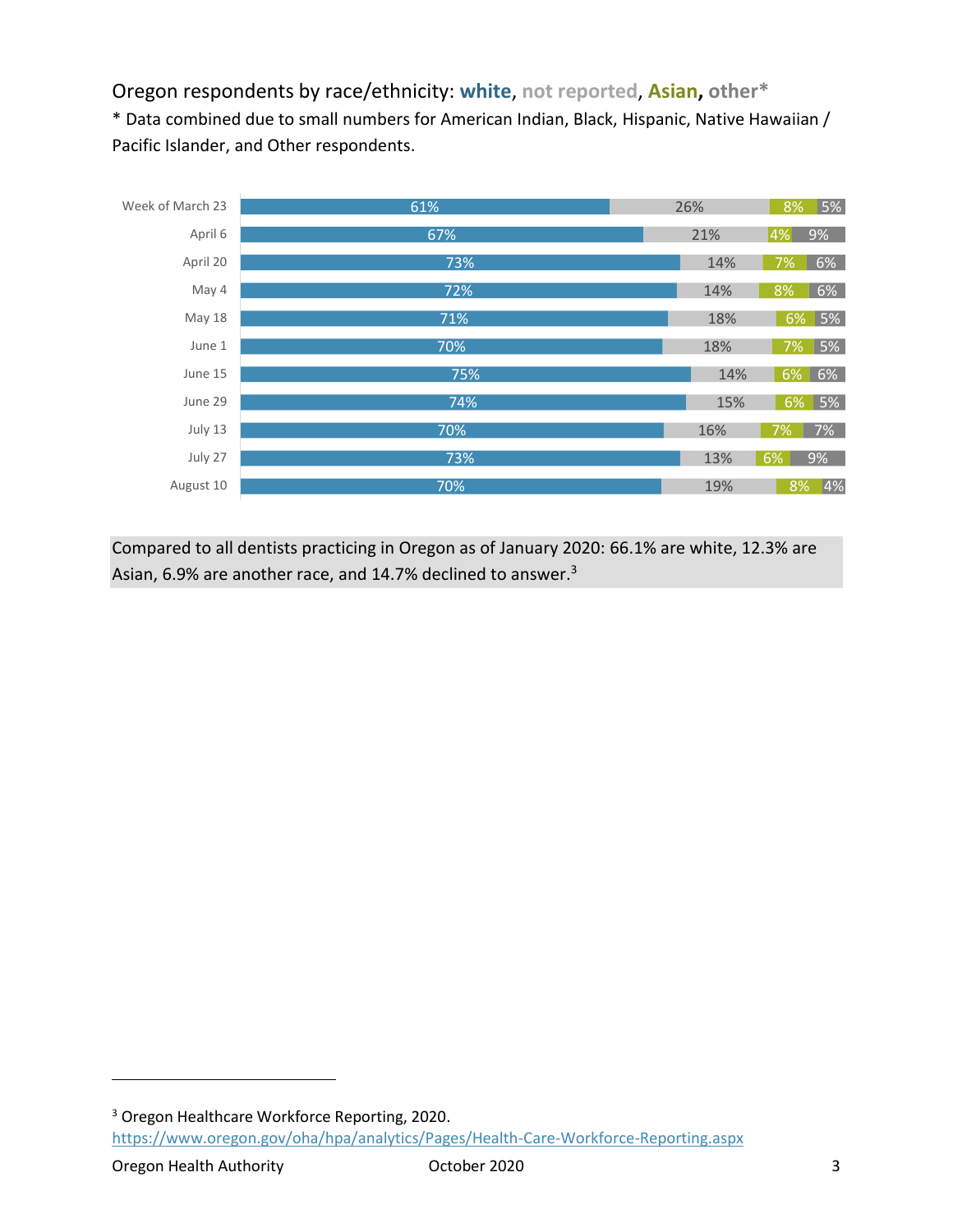Oregon respondents by race/ethnicity: **white**, **not reported**, **Asian**, **other***

* Data combined due to small numbers for American Indian, Black, Hispanic, Native Hawaiian / Pacific Islander, and Other respondents.

| | white | not reported | Asian | other* |
|---|---|---|---|---|
| Week of March 23 | 61% | 26% | 8% | 5% |
| April 6 | 67% | 21% | 4% | 9% |
| April 20 | 73% | 14% | 7% | 6% |
| May 4 | 72% | 14% | 8% | 6% |
| May 18 | 71% | 18% | 6% | 5% |
| June 1 | 70% | 18% | 7% | 5% |
| June 15 | 75% | 14% | 6% | 6% |
| June 29 | 74% | 15% | 6% | 5% |
| July 13 | 70% | 16% | 7% | 7% |
| July 27 | 73% | 13% | 6% | 9% |
| August 10 | 70% | 19% | 8% | 4% |

Compared to all dentists practicing in Oregon as of January 2020: 66.1% are white, 12.3% are Asian, 6.9% are another race, and 14.7% declined to answer.[3]

[3] Oregon Healthcare Workforce Reporting, 2020. https://www.oregon.gov/oha/hpa/analytics/Pages/Health-Care-Workforce-Reporting.aspx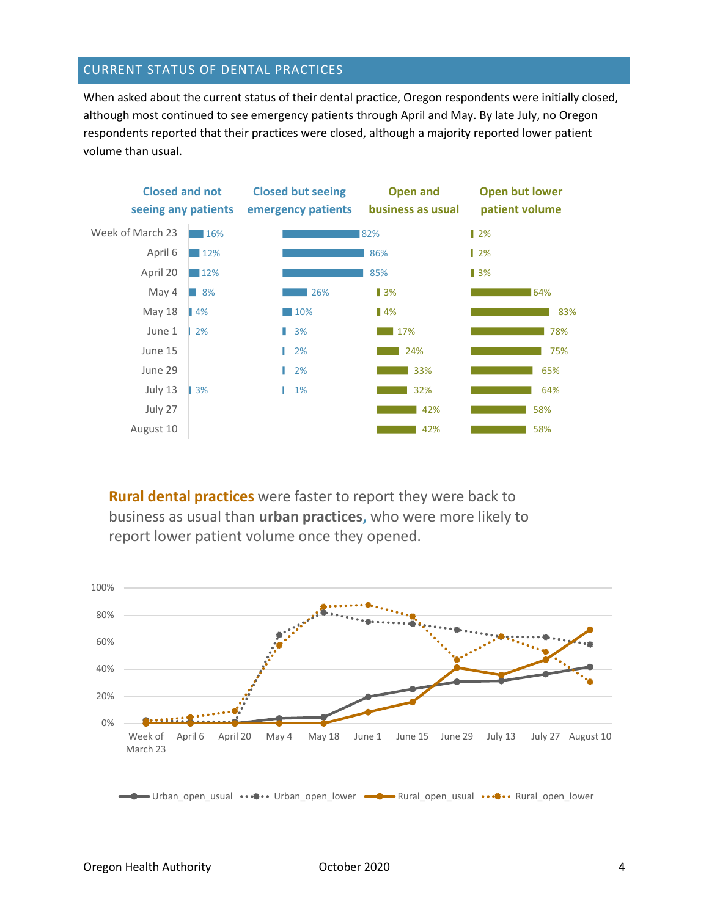## CURRENT STATUS OF DENTAL PRACTICES

When asked about the current status of their dental practice, Oregon respondents were initially closed, although most continued to see emergency patients through April and May. By late July, no Oregon respondents reported that their practices were closed, although a majority reported lower patient volume than usual.

| | Closed and not seeing any patients | Closed but seeing emergency patients | Open and business as usual | Open but lower patient volume |
|---|---|---|---|---|
| Week of March 23 | 16% | 82% | | 2% |
| April 6 | 12% | 86% | | 2% |
| April 20 | 12% | 85% | | 3% |
| May 4 | 8% | 26% | 3% | 64% |
| May 18 | 4% | 10% | 4% | 83% |
| June 1 | 2% | 3% | 17% | 78% |
| June 15 | | 2% | 24% | 75% |
| June 29 | | 2% | 33% | 65% |
| July 13 | 3% | 1% | 32% | 64% |
| July 27 | | | 42% | 58% |
| August 10 | | | 42% | 58% |

**Rural dental practices** were faster to report they were back to business as usual than **urban practices,** who were more likely to report lower patient volume once they opened.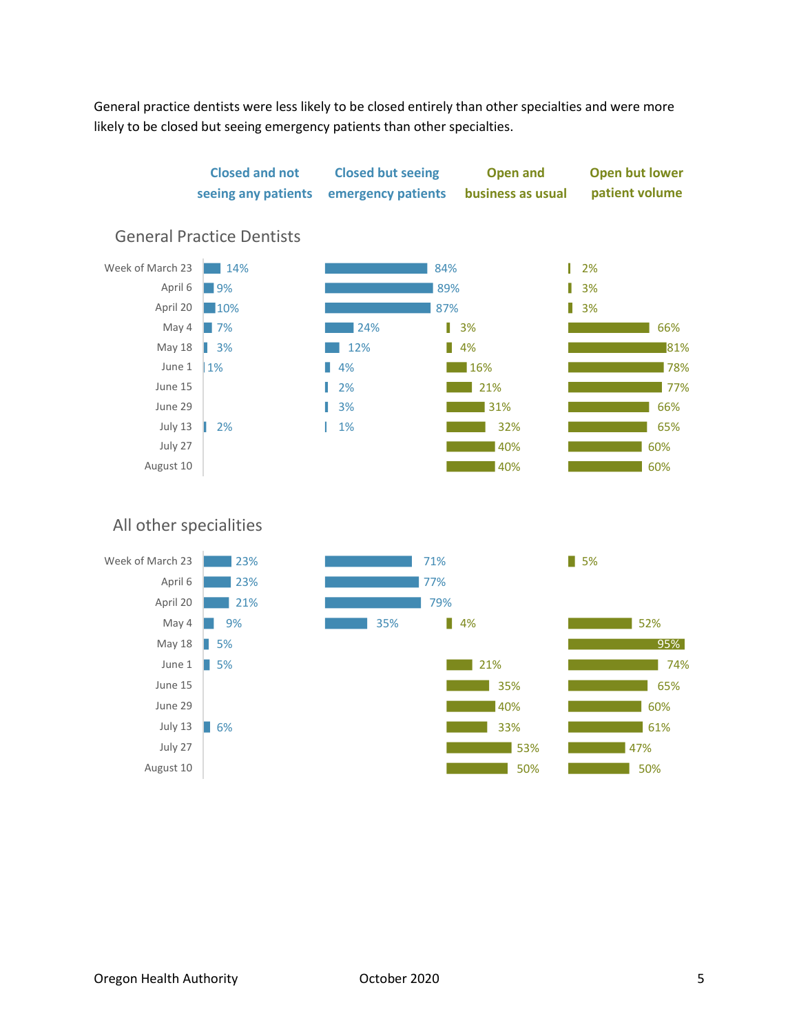General practice dentists were less likely to be closed entirely than other specialties and were more likely to be closed but seeing emergency patients than other specialties.

### General Practice Dentists

| | Closed and not seeing any patients | Closed but seeing emergency patients | Open and business as usual | Open but lower patient volume |
|---|---|---|---|---|
| Week of March 23 | 14% | 84% | | 2% |
| April 6 | 9% | 89% | | 3% |
| April 20 | 10% | 87% | | 3% |
| May 4 | 7% | 24% | 3% | 66% |
| May 18 | 3% | 12% | 4% | 81% |
| June 1 | 1% | 4% | 16% | 78% |
| June 15 | | 2% | 21% | 77% |
| June 29 | | 3% | 31% | 66% |
| July 13 | 2% | 1% | 32% | 65% |
| July 27 | | | 40% | 60% |
| August 10 | | | 40% | 60% |

### All other specialities

| | Closed and not seeing any patients | Closed but seeing emergency patients | Open and business as usual | Open but lower patient volume |
|---|---|---|---|---|
| Week of March 23 | 23% | 71% | | 5% |
| April 6 | 23% | 77% | | |
| April 20 | 21% | 79% | | |
| May 4 | 9% | 35% | 4% | 52% |
| May 18 | 5% | | | 95% |
| June 1 | 5% | | 21% | 74% |
| June 15 | | | 35% | 65% |
| June 29 | | | 40% | 60% |
| July 13 | 6% | | 33% | 61% |
| July 27 | | | 53% | 47% |
| August 10 | | | 50% | 50% |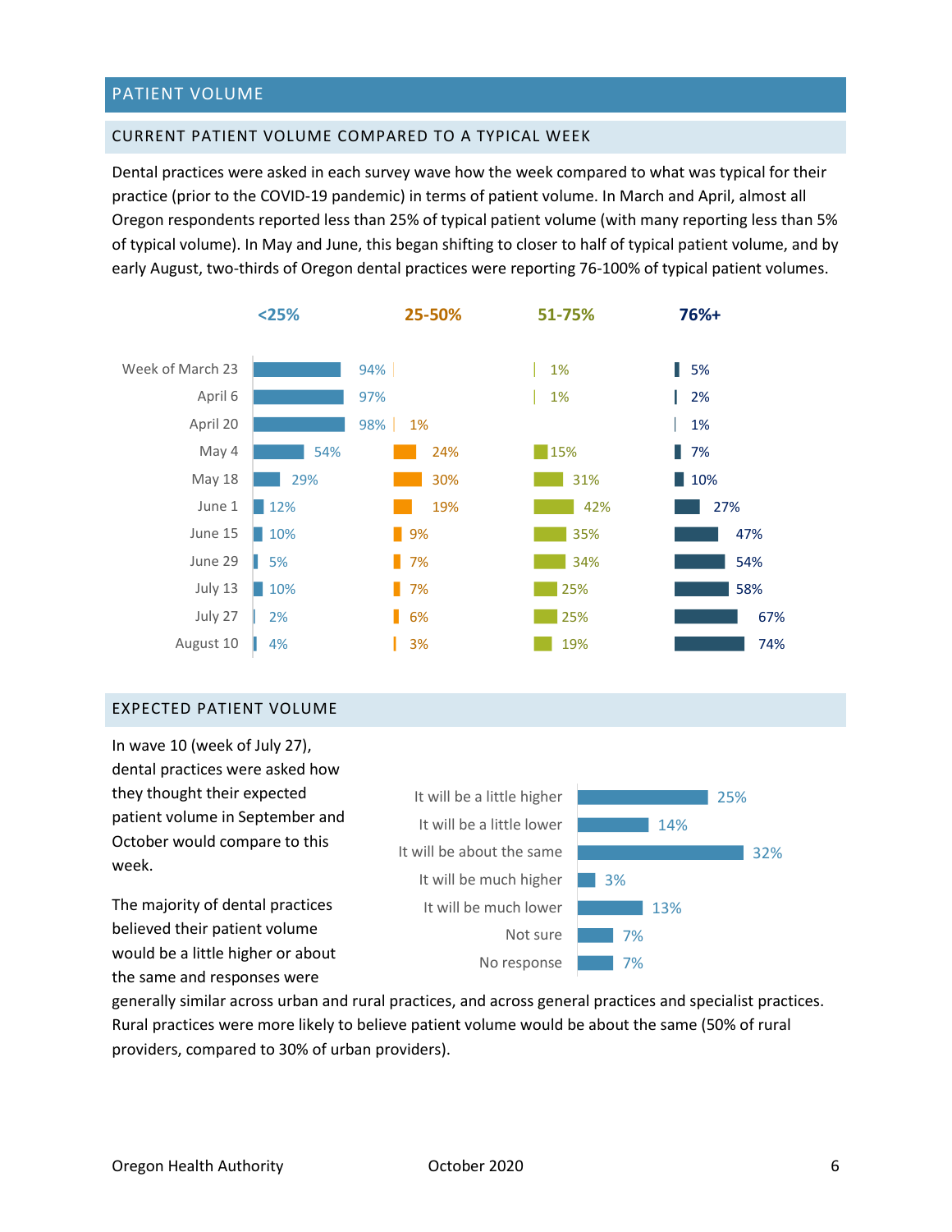## PATIENT VOLUME

### CURRENT PATIENT VOLUME COMPARED TO A TYPICAL WEEK

Dental practices were asked in each survey wave how the week compared to what was typical for their practice (prior to the COVID-19 pandemic) in terms of patient volume. In March and April, almost all Oregon respondents reported less than 25% of typical patient volume (with many reporting less than 5% of typical volume). In May and June, this began shifting to closer to half of typical patient volume, and by early August, two-thirds of Oregon dental practices were reporting 76-100% of typical patient volumes.

| | <25% | 25-50% | 51-75% | 76%+ |
|---|---|---|---|---|
| Week of March 23 | 94% | | 1% | 5% |
| April 6 | 97% | | 1% | 2% |
| April 20 | 98% | 1% | | 1% |
| May 4 | 54% | 24% | 15% | 7% |
| May 18 | 29% | 30% | 31% | 10% |
| June 1 | 12% | 19% | 42% | 27% |
| June 15 | 10% | 9% | 35% | 47% |
| June 29 | 5% | 7% | 34% | 54% |
| July 13 | 10% | 7% | 25% | 58% |
| July 27 | 2% | 6% | 25% | 67% |
| August 10 | 4% | 3% | 19% | 74% |

### EXPECTED PATIENT VOLUME

In wave 10 (week of July 27), dental practices were asked how they thought their expected patient volume in September and October would compare to this week.

| Response | Percent |
|---|---|
| It will be a little higher | 25% |
| It will be a little lower | 14% |
| It will be about the same | 32% |
| It will be much higher | 3% |
| It will be much lower | 13% |
| Not sure | 7% |
| No response | 7% |

The majority of dental practices believed their patient volume would be a little higher or about the same and responses were generally similar across urban and rural practices, and across general practices and specialist practices. Rural practices were more likely to believe patient volume would be about the same (50% of rural providers, compared to 30% of urban providers).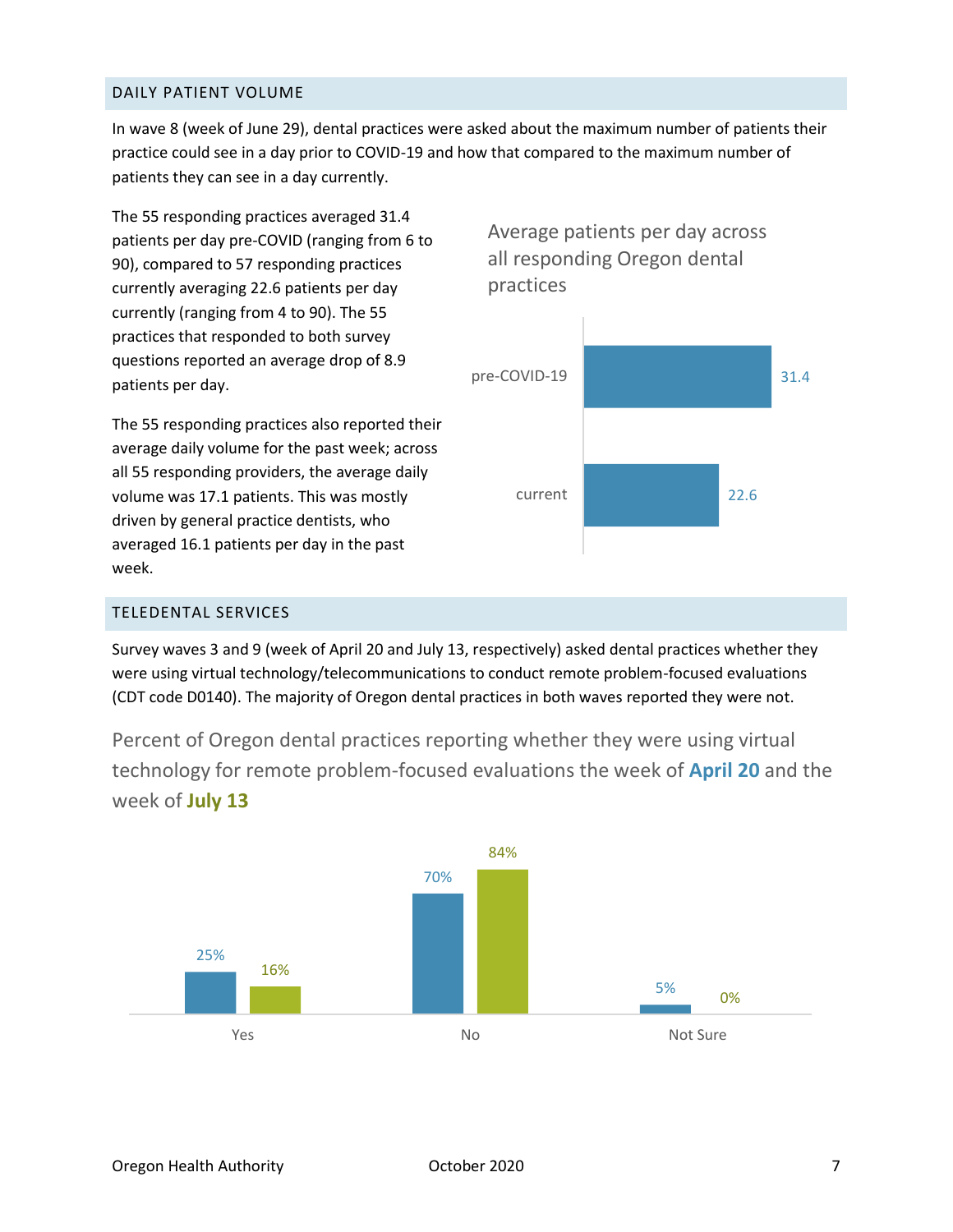## DAILY PATIENT VOLUME

In wave 8 (week of June 29), dental practices were asked about the maximum number of patients their practice could see in a day prior to COVID-19 and how that compared to the maximum number of patients they can see in a day currently.

The 55 responding practices averaged 31.4 patients per day pre-COVID (ranging from 6 to 90), compared to 57 responding practices currently averaging 22.6 patients per day currently (ranging from 4 to 90). The 55 practices that responded to both survey questions reported an average drop of 8.9 patients per day.

The 55 responding practices also reported their average daily volume for the past week; across all 55 responding providers, the average daily volume was 17.1 patients. This was mostly driven by general practice dentists, who averaged 16.1 patients per day in the past week.

Average patients per day across all responding Oregon dental practices

| | Average patients per day |
|---|---|
| pre-COVID-19 | 31.4 |
| current | 22.6 |

## TELEDENTAL SERVICES

Survey waves 3 and 9 (week of April 20 and July 13, respectively) asked dental practices whether they were using virtual technology/telecommunications to conduct remote problem-focused evaluations (CDT code D0140). The majority of Oregon dental practices in both waves reported they were not.

Percent of Oregon dental practices reporting whether they were using virtual technology for remote problem-focused evaluations the week of **April 20** and the week of **July 13**

| | April 20 | July 13 |
|---|---|---|
| Yes | 25% | 16% |
| No | 70% | 84% |
| Not Sure | 5% | 0% |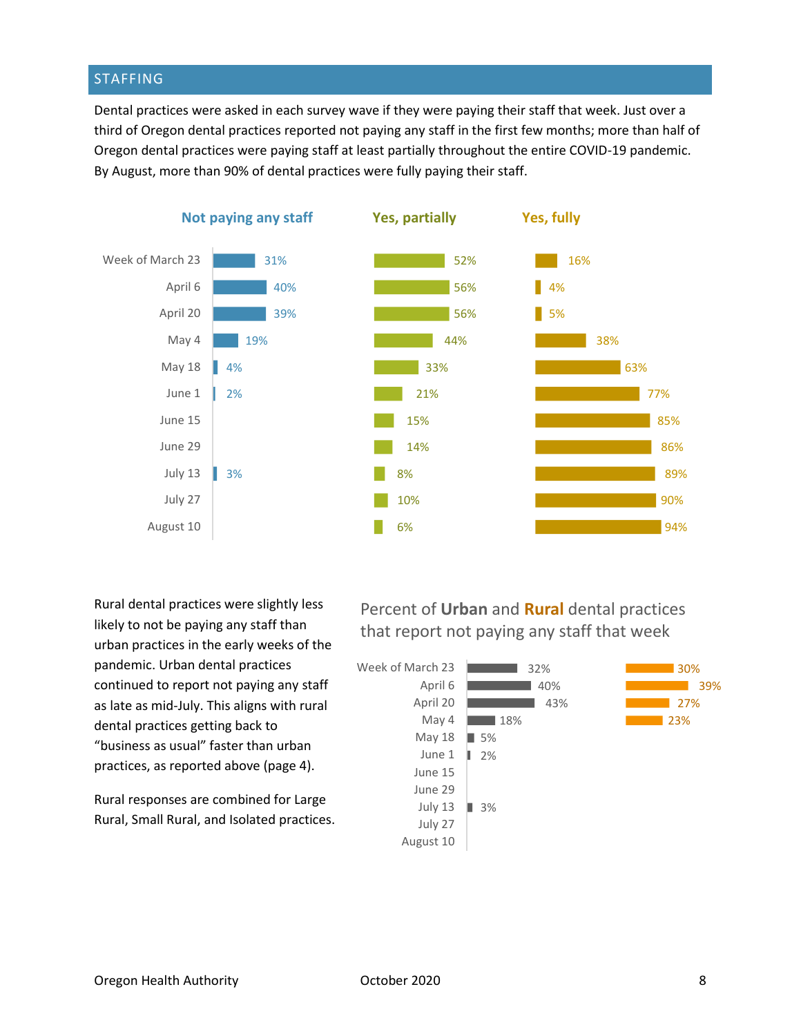## STAFFING

Dental practices were asked in each survey wave if they were paying their staff that week. Just over a third of Oregon dental practices reported not paying any staff in the first few months; more than half of Oregon dental practices were paying staff at least partially throughout the entire COVID-19 pandemic. By August, more than 90% of dental practices were fully paying their staff.

| | Not paying any staff | Yes, partially | Yes, fully |
|---|---|---|---|
| Week of March 23 | 31% | 52% | 16% |
| April 6 | 40% | 56% | 4% |
| April 20 | 39% | 56% | 5% |
| May 4 | 19% | 44% | 38% |
| May 18 | 4% | 33% | 63% |
| June 1 | 2% | 21% | 77% |
| June 15 | | 15% | 85% |
| June 29 | | 14% | 86% |
| July 13 | 3% | 8% | 89% |
| July 27 | | 10% | 90% |
| August 10 | | 6% | 94% |

Rural dental practices were slightly less likely to not be paying any staff than urban practices in the early weeks of the pandemic. Urban dental practices continued to report not paying any staff as late as mid-July. This aligns with rural dental practices getting back to "business as usual" faster than urban practices, as reported above (page 4).

Rural responses are combined for Large Rural, Small Rural, and Isolated practices.

Percent of **Urban** and **Rural** dental practices that report not paying any staff that week

| | Urban | Rural |
|---|---|---|
| Week of March 23 | 32% | 30% |
| April 6 | 40% | 39% |
| April 20 | 43% | 27% |
| May 4 | 18% | 23% |
| May 18 | 5% | |
| June 1 | 2% | |
| June 15 | | |
| June 29 | | |
| July 13 | 3% | |
| July 27 | | |
| August 10 | | |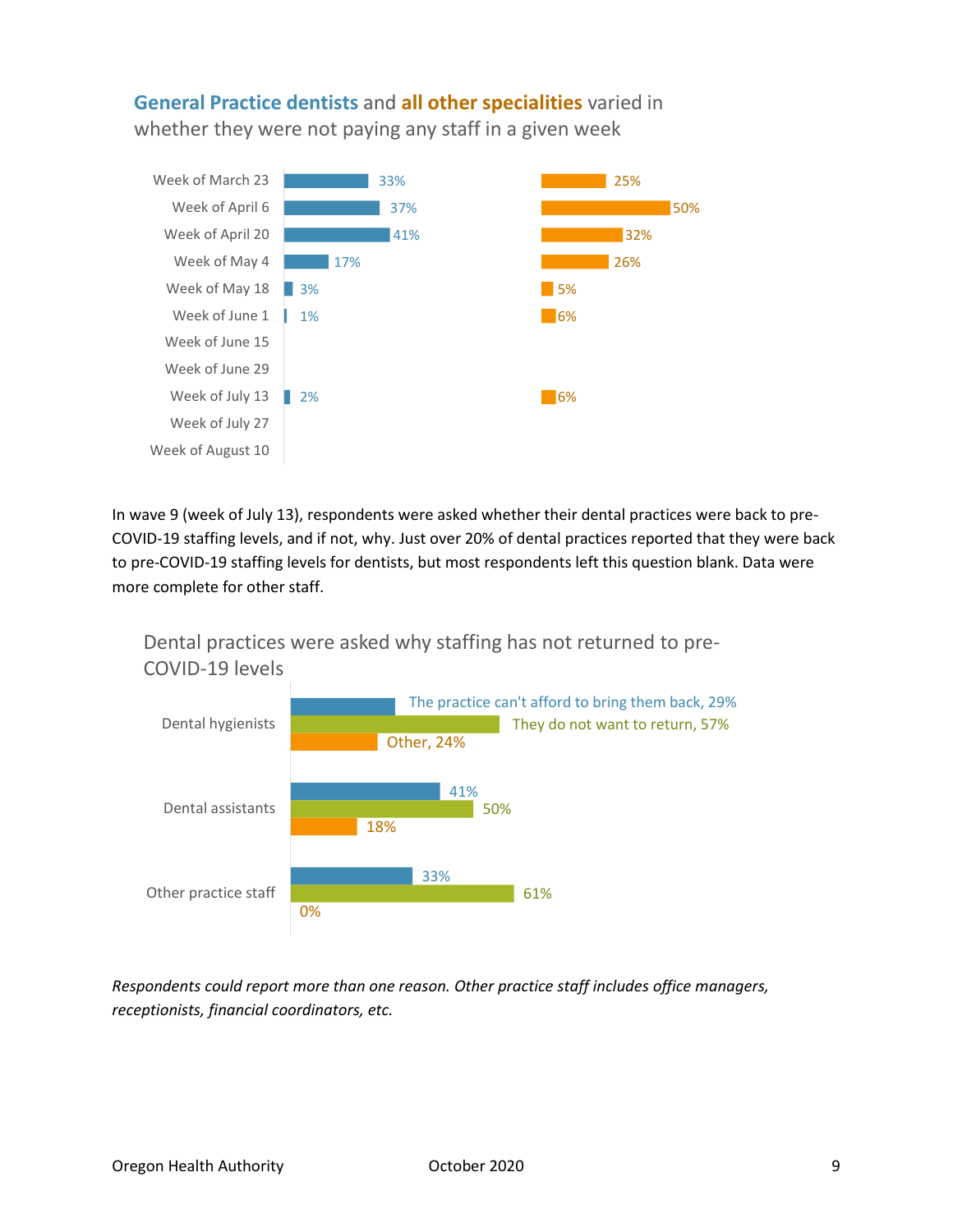**General Practice dentists** and **all other specialities** varied in whether they were not paying any staff in a given week

| Week | General Practice dentists | All other specialities |
|---|---|---|
| Week of March 23 | 33% | 25% |
| Week of April 6 | 37% | 50% |
| Week of April 20 | 41% | 32% |
| Week of May 4 | 17% | 26% |
| Week of May 18 | 3% | 5% |
| Week of June 1 | 1% | 6% |
| Week of June 15 | | |
| Week of June 29 | | |
| Week of July 13 | 2% | 6% |
| Week of July 27 | | |
| Week of August 10 | | |

In wave 9 (week of July 13), respondents were asked whether their dental practices were back to pre-COVID-19 staffing levels, and if not, why. Just over 20% of dental practices reported that they were back to pre-COVID-19 staffing levels for dentists, but most respondents left this question blank. Data were more complete for other staff.

Dental practices were asked why staffing has not returned to pre-COVID-19 levels

| | The practice can't afford to bring them back | They do not want to return | Other |
|---|---|---|---|
| Dental hygienists | 29% | 57% | 24% |
| Dental assistants | 41% | 50% | 18% |
| Other practice staff | 33% | 61% | 0% |

*Respondents could report more than one reason. Other practice staff includes office managers, receptionists, financial coordinators, etc.*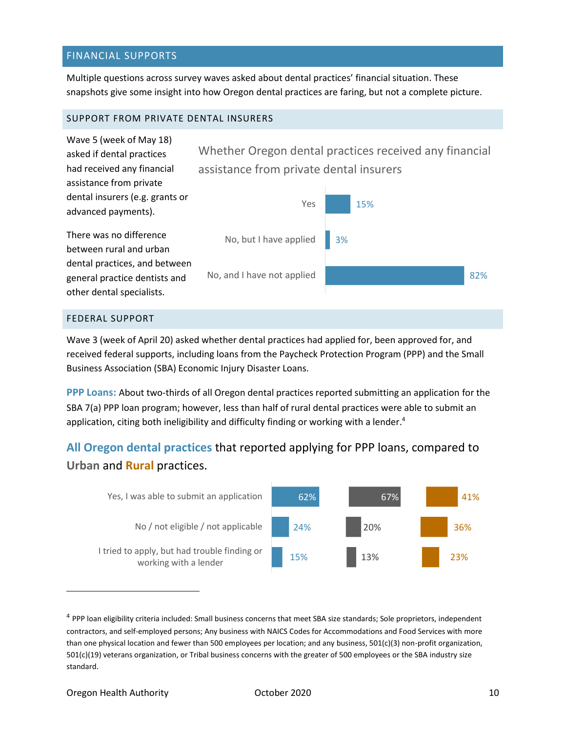## FINANCIAL SUPPORTS

Multiple questions across survey waves asked about dental practices' financial situation. These snapshots give some insight into how Oregon dental practices are faring, but not a complete picture.

### SUPPORT FROM PRIVATE DENTAL INSURERS

Wave 5 (week of May 18) asked if dental practices had received any financial assistance from private dental insurers (e.g. grants or advanced payments).

There was no difference between rural and urban dental practices, and between general practice dentists and other dental specialists.

**Whether Oregon dental practices received any financial assistance from private dental insurers**

| Response | Percent |
|---|---|
| Yes | 15% |
| No, but I have applied | 3% |
| No, and I have not applied | 82% |

### FEDERAL SUPPORT

Wave 3 (week of April 20) asked whether dental practices had applied for, been approved for, and received federal supports, including loans from the Paycheck Protection Program (PPP) and the Small Business Association (SBA) Economic Injury Disaster Loans.

**PPP Loans:** About two-thirds of all Oregon dental practices reported submitting an application for the SBA 7(a) PPP loan program; however, less than half of rural dental practices were able to submit an application, citing both ineligibility and difficulty finding or working with a lender.[4]

**All Oregon dental practices that reported applying for PPP loans, compared to Urban and Rural practices.**

| Response | All Oregon dental practices | Urban | Rural |
|---|---|---|---|
| Yes, I was able to submit an application | 62% | 67% | 41% |
| No / not eligible / not applicable | 24% | 20% | 36% |
| I tried to apply, but had trouble finding or working with a lender | 15% | 13% | 23% |

---

[4] PPP loan eligibility criteria included: Small business concerns that meet SBA size standards; Sole proprietors, independent contractors, and self-employed persons; Any business with NAICS Codes for Accommodations and Food Services with more than one physical location and fewer than 500 employees per location; and any business, 501(c)(3) non-profit organization, 501(c)(19) veterans organization, or Tribal business concerns with the greater of 500 employees or the SBA industry size standard.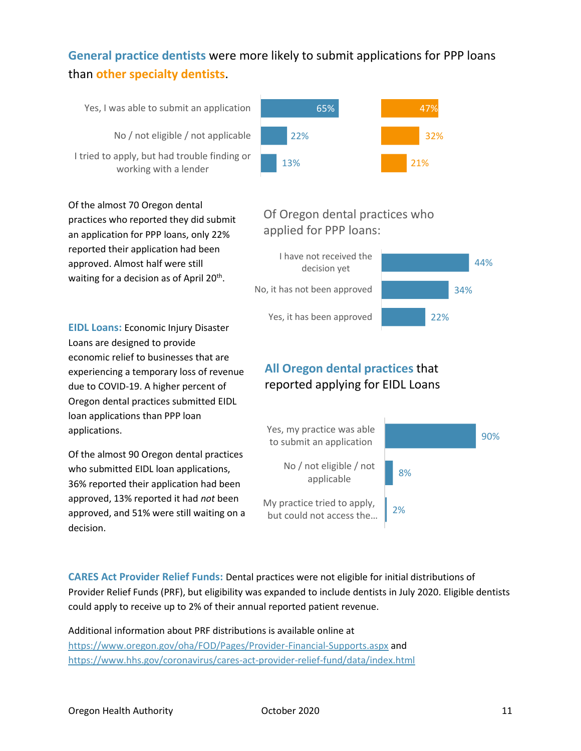## General practice dentists were more likely to submit applications for PPP loans than other specialty dentists.

Yes, I was able to submit an application 65% 47%

No / not eligible / not applicable 22% 32%

I tried to apply, but had trouble finding or working with a lender 13% 21%

Of the almost 70 Oregon dental practices who reported they did submit an application for PPP loans, only 22% reported their application had been approved. Almost half were still waiting for a decision as of April 20th.

Of Oregon dental practices who applied for PPP loans:

I have not received the decision yet 44%

No, it has not been approved 34%

Yes, it has been approved 22%

**EIDL Loans:** Economic Injury Disaster Loans are designed to provide economic relief to businesses that are experiencing a temporary loss of revenue due to COVID-19. A higher percent of Oregon dental practices submitted EIDL loan applications than PPP loan applications.

Of the almost 90 Oregon dental practices who submitted EIDL loan applications, 36% reported their application had been approved, 13% reported it had *not* been approved, and 51% were still waiting on a decision.

All Oregon dental practices that reported applying for EIDL Loans

Yes, my practice was able to submit an application 90%

No / not eligible / not applicable 8%

My practice tried to apply, but could not access the... 2%

**CARES Act Provider Relief Funds:** Dental practices were not eligible for initial distributions of Provider Relief Funds (PRF), but eligibility was expanded to include dentists in July 2020. Eligible dentists could apply to receive up to 2% of their annual reported patient revenue.

Additional information about PRF distributions is available online at https://www.oregon.gov/oha/FOD/Pages/Provider-Financial-Supports.aspx and https://www.hhs.gov/coronavirus/cares-act-provider-relief-fund/data/index.html